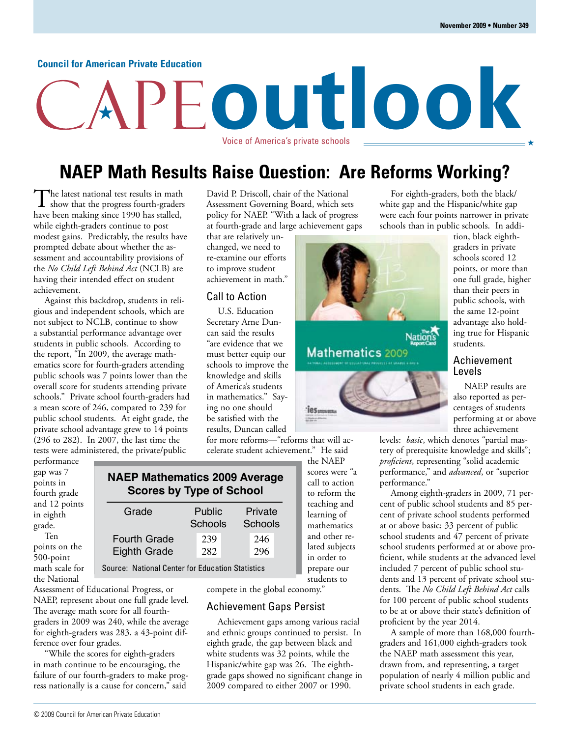Council for American Private Education

# CAPE outlook

Voice of America's private schools

November 2009 • Number 349

## NAEP Math Results Raise Question: Are Reforms Working?

The latest national test results in math show that the progress fourth-graders have been making since 1990 has stalled, while eighth-graders continue to post modest gains. Predictably, the results have prompted debate about whether the assessment and accountability provisions of the *No Child Left Behind Act* (NCLB) are having their intended effect on student achievement.

Against this backdrop, students in religious and independent schools, which are not subject to NCLB, continue to show a substantial performance advantage over students in public schools. According to the report, "In 2009, the average mathematics score for fourth-graders attending public schools was 7 points lower than the overall score for students attending private schools." Private school fourth-graders had a mean score of 246, compared to 239 for public school students. At eight grade, the private school advantage grew to 14 points (296 to 282). In 2007, the last time the tests were administered, the private/public performance gap was 7 points in fourth grade and 12 points in eighth grade.

Ten points on the 500-point math scale for the National Assessment of Educational Progress, or NAEP, represent about one full grade level. The average math score for all fourth-graders in 2009 was 240, while the average for eighth-graders was 283, a 43-point difference over four grades.

"While the scores for eighth-graders in math continue to be encouraging, the failure of our fourth-graders to make progress nationally is a cause for concern," said David P. Driscoll, chair of the National Assessment Governing Board, which sets policy for NAEP. "With a lack of progress at fourth-grade and large achievement gaps that are relatively unchanged, we need to re-examine our efforts to improve student achievement in math."

**NAEP Mathematics 2009 Average Scores by Type of School**

| Grade | Public Schools | Private Schools |
|---|---|---|
| Fourth Grade | 239 | 246 |
| Eighth Grade | 282 | 296 |

Source: National Center for Education Statistics

### Call to Action

U.S. Education Secretary Arne Duncan said the results "are evidence that we must better equip our schools to improve the knowledge and skills of America's students in mathematics." Saying no one should be satisfied with the results, Duncan called for more reforms—"reforms that will accelerate student achievement." He said the NAEP scores were "a call to action to reform the teaching and learning of mathematics and other related subjects in order to prepare our students to compete in the global economy."

### Achievement Gaps Persist

Achievement gaps among various racial and ethnic groups continued to persist. In eighth grade, the gap between black and white students was 32 points, while the Hispanic/white gap was 26. The eighth-grade gaps showed no significant change in 2009 compared to either 2007 or 1990.

For eighth-graders, both the black/white gap and the Hispanic/white gap were each four points narrower in private schools than in public schools. In addition, black eighth-graders in private schools scored 12 points, or more than one full grade, higher than their peers in public schools, with the same 12-point advantage also holding true for Hispanic students.

### Achievement Levels

NAEP results are also reported as percentages of students performing at or above three achievement levels: *basic*, which denotes "partial mastery of prerequisite knowledge and skills"; *proficient*, representing "solid academic performance," and *advanced*, or "superior performance."

Among eighth-graders in 2009, 71 percent of public school students and 85 percent of private school students performed at or above basic; 33 percent of public school students and 47 percent of private school students performed at or above proficient, while students at the advanced level included 7 percent of public school students and 13 percent of private school students. The *No Child Left Behind Act* calls for 100 percent of public school students to be at or above their state's definition of proficient by the year 2014.

A sample of more than 168,000 fourth-graders and 161,000 eighth-graders took the NAEP math assessment this year, drawn from, and representing, a target population of nearly 4 million public and private school students in each grade.

© 2009 Council for American Private Education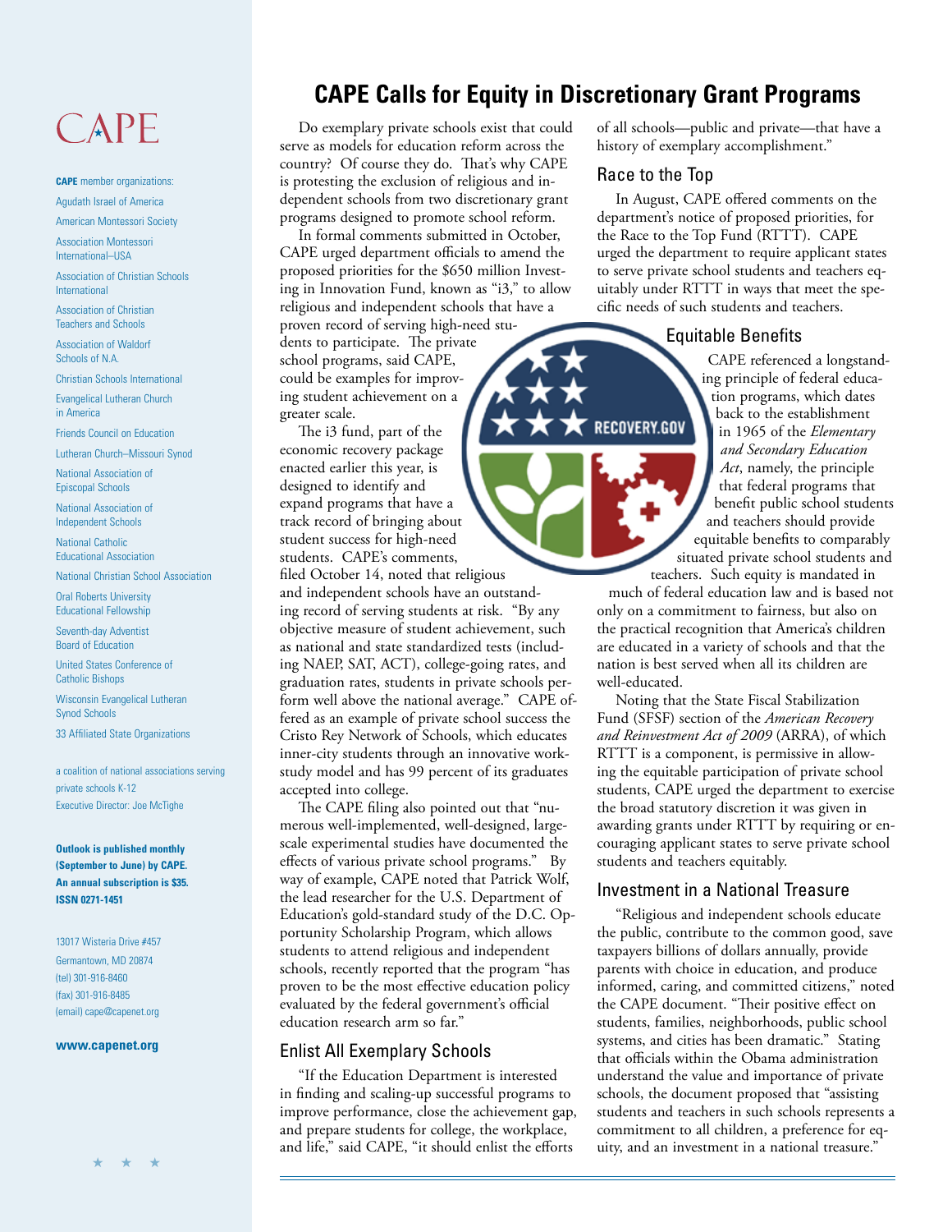CAPE

**CAPE** member organizations:

Agudath Israel of America

American Montessori Society

Association Montessori International–USA

Association of Christian Schools International

Association of Christian Teachers and Schools

Association of Waldorf Schools of N.A.

Christian Schools International

Evangelical Lutheran Church in America

Friends Council on Education

Lutheran Church–Missouri Synod

National Association of Episcopal Schools

National Association of Independent Schools

National Catholic Educational Association

National Christian School Association

Oral Roberts University Educational Fellowship

Seventh-day Adventist Board of Education

United States Conference of Catholic Bishops

Wisconsin Evangelical Lutheran Synod Schools

33 Affiliated State Organizations

a coalition of national associations serving private schools K-12

Executive Director: Joe McTighe

**Outlook is published monthly (September to June) by CAPE. An annual subscription is $35. ISSN 0271-1451**

13017 Wisteria Drive #457
Germantown, MD 20874
(tel) 301-916-8460
(fax) 301-916-8485
(email) cape@capenet.org

**www.capenet.org**

# CAPE Calls for Equity in Discretionary Grant Programs

Do exemplary private schools exist that could serve as models for education reform across the country? Of course they do. That's why CAPE is protesting the exclusion of religious and independent schools from two discretionary grant programs designed to promote school reform.

In formal comments submitted in October, CAPE urged department officials to amend the proposed priorities for the $650 million Investing in Innovation Fund, known as "i3," to allow religious and independent schools that have a proven record of serving high-need students to participate. The private school programs, said CAPE, could be examples for improving student achievement on a greater scale.

The i3 fund, part of the economic recovery package enacted earlier this year, is designed to identify and expand programs that have a track record of bringing about student success for high-need students. CAPE's comments, filed October 14, noted that religious and independent schools have an outstanding record of serving students at risk. "By any objective measure of student achievement, such as national and state standardized tests (including NAEP, SAT, ACT), college-going rates, and graduation rates, students in private schools perform well above the national average." CAPE offered as an example of private school success the Cristo Rey Network of Schools, which educates inner-city students through an innovative work-study model and has 99 percent of its graduates accepted into college.

The CAPE filing also pointed out that "numerous well-implemented, well-designed, large-scale experimental studies have documented the effects of various private school programs." By way of example, CAPE noted that Patrick Wolf, the lead researcher for the U.S. Department of Education's gold-standard study of the D.C. Opportunity Scholarship Program, which allows students to attend religious and independent schools, recently reported that the program "has proven to be the most effective education policy evaluated by the federal government's official education research arm so far."

## Enlist All Exemplary Schools

"If the Education Department is interested in finding and scaling-up successful programs to improve performance, close the achievement gap, and prepare students for college, the workplace, and life," said CAPE, "it should enlist the efforts of all schools—public and private—that have a history of exemplary accomplishment."

## Race to the Top

In August, CAPE offered comments on the department's notice of proposed priorities, for the Race to the Top Fund (RTTT). CAPE urged the department to require applicant states to serve private school students and teachers equitably under RTTT in ways that meet the specific needs of such students and teachers.

## Equitable Benefits

CAPE referenced a longstanding principle of federal education programs, which dates back to the establishment in 1965 of the *Elementary and Secondary Education Act*, namely, the principle that federal programs that benefit public school students and teachers should provide equitable benefits to comparably situated private school students and teachers. Such equity is mandated in much of federal education law and is based not only on a commitment to fairness, but also on the practical recognition that America's children are educated in a variety of schools and that the nation is best served when all its children are well-educated.

Noting that the State Fiscal Stabilization Fund (SFSF) section of the *American Recovery and Reinvestment Act of 2009* (ARRA), of which RTTT is a component, is permissive in allowing the equitable participation of private school students, CAPE urged the department to exercise the broad statutory discretion it was given in awarding grants under RTTT by requiring or encouraging applicant states to serve private school students and teachers equitably.

## Investment in a National Treasure

"Religious and independent schools educate the public, contribute to the common good, save taxpayers billions of dollars annually, provide parents with choice in education, and produce informed, caring, and committed citizens," noted the CAPE document. "Their positive effect on students, families, neighborhoods, public school systems, and cities has been dramatic." Stating that officials within the Obama administration understand the value and importance of private schools, the document proposed that "assisting students and teachers in such schools represents a commitment to all children, a preference for equity, and an investment in a national treasure."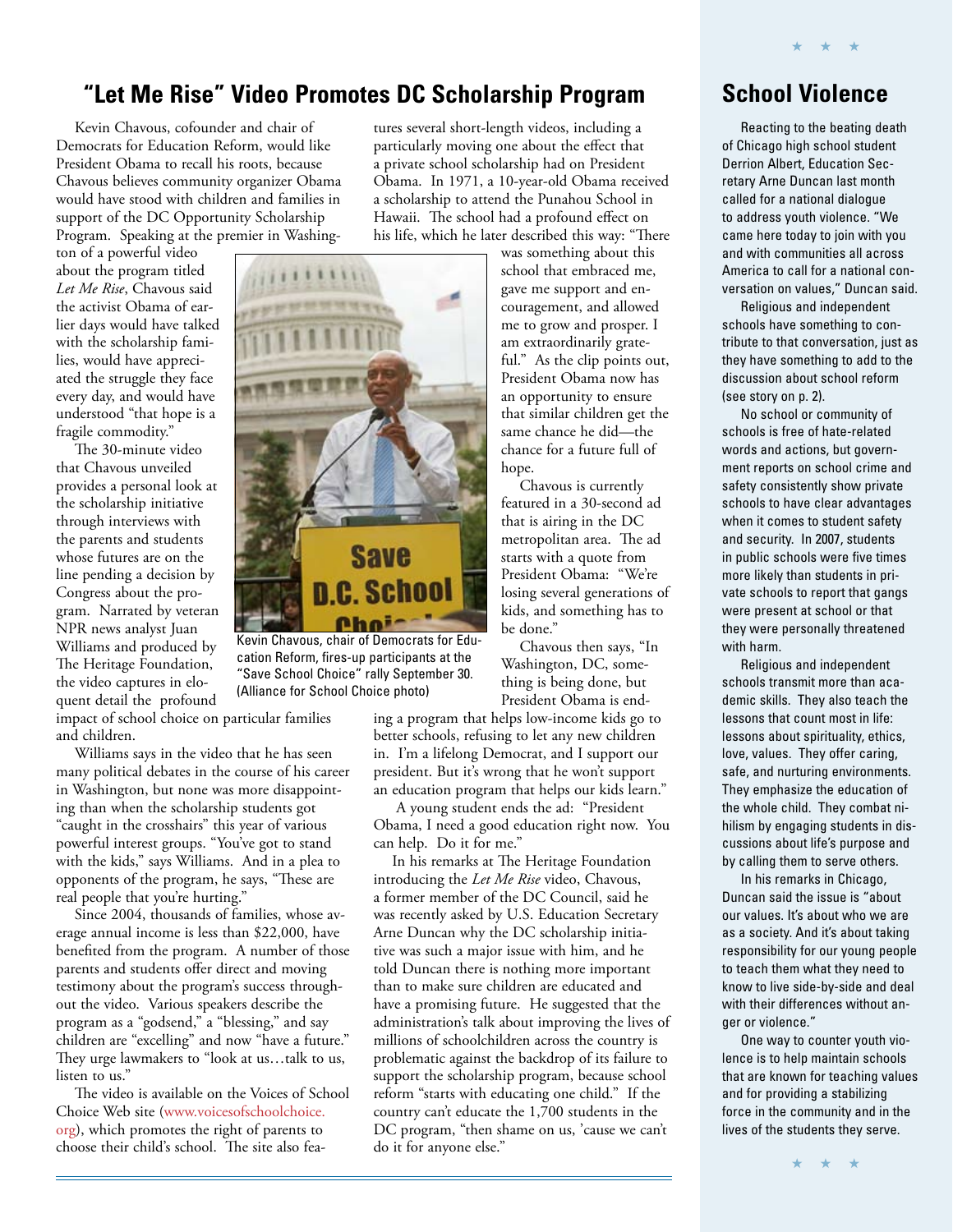## "Let Me Rise" Video Promotes DC Scholarship Program

Kevin Chavous, cofounder and chair of Democrats for Education Reform, would like President Obama to recall his roots, because Chavous believes community organizer Obama would have stood with children and families in support of the DC Opportunity Scholarship Program. Speaking at the premier in Washington of a powerful video about the program titled *Let Me Rise*, Chavous said the activist Obama of earlier days would have talked with the scholarship families, would have appreciated the struggle they face every day, and would have understood "that hope is a fragile commodity."

The 30-minute video that Chavous unveiled provides a personal look at the scholarship initiative through interviews with the parents and students whose futures are on the line pending a decision by Congress about the program. Narrated by veteran NPR news analyst Juan Williams and produced by The Heritage Foundation, the video captures in eloquent detail the profound impact of school choice on particular families and children.

Kevin Chavous, chair of Democrats for Education Reform, fires-up participants at the "Save School Choice" rally September 30. (Alliance for School Choice photo)

Williams says in the video that he has seen many political debates in the course of his career in Washington, but none was more disappointing than when the scholarship students got "caught in the crosshairs" this year of various powerful interest groups. "You've got to stand with the kids," says Williams. And in a plea to opponents of the program, he says, "These are real people that you're hurting."

Since 2004, thousands of families, whose average annual income is less than $22,000, have benefited from the program. A number of those parents and students offer direct and moving testimony about the program's success throughout the video. Various speakers describe the program as a "godsend," a "blessing," and say children are "excelling" and now "have a future." They urge lawmakers to "look at us…talk to us, listen to us."

The video is available on the Voices of School Choice Web site (www.voicesofschoolchoice.org), which promotes the right of parents to choose their child's school. The site also features several short-length videos, including a particularly moving one about the effect that a private school scholarship had on President Obama. In 1971, a 10-year-old Obama received a scholarship to attend the Punahou School in Hawaii. The school had a profound effect on his life, which he later described this way: "There was something about this school that embraced me, gave me support and encouragement, and allowed me to grow and prosper. I am extraordinarily grateful." As the clip points out, President Obama now has an opportunity to ensure that similar children get the same chance he did—the chance for a future full of hope.

Chavous is currently featured in a 30-second ad that is airing in the DC metropolitan area. The ad starts with a quote from President Obama: "We're losing several generations of kids, and something has to be done."

Chavous then says, "In Washington, DC, something is being done, but President Obama is ending a program that helps low-income kids go to better schools, refusing to let any new children in. I'm a lifelong Democrat, and I support our president. But it's wrong that he won't support an education program that helps our kids learn."

A young student ends the ad: "President Obama, I need a good education right now. You can help. Do it for me."

In his remarks at The Heritage Foundation introducing the *Let Me Rise* video, Chavous, a former member of the DC Council, said he was recently asked by U.S. Education Secretary Arne Duncan why the DC scholarship initiative was such a major issue with him, and he told Duncan there is nothing more important than to make sure children are educated and have a promising future. He suggested that the administration's talk about improving the lives of millions of schoolchildren across the country is problematic against the backdrop of its failure to support the scholarship program, because school reform "starts with educating one child." If the country can't educate the 1,700 students in the DC program, "then shame on us, 'cause we can't do it for anyone else."

## School Violence

Reacting to the beating death of Chicago high school student Derrion Albert, Education Secretary Arne Duncan last month called for a national dialogue to address youth violence. "We came here today to join with you and with communities all across America to call for a national conversation on values," Duncan said.

Religious and independent schools have something to contribute to that conversation, just as they have something to add to the discussion about school reform (see story on p. 2).

No school or community of schools is free of hate-related words and actions, but government reports on school crime and safety consistently show private schools to have clear advantages when it comes to student safety and security. In 2007, students in public schools were five times more likely than students in private schools to report that gangs were present at school or that they were personally threatened with harm.

Religious and independent schools transmit more than academic skills. They also teach the lessons that count most in life: lessons about spirituality, ethics, love, values. They offer caring, safe, and nurturing environments. They emphasize the education of the whole child. They combat nihilism by engaging students in discussions about life's purpose and by calling them to serve others.

In his remarks in Chicago, Duncan said the issue is "about our values. It's about who we are as a society. And it's about taking responsibility for our young people to teach them what they need to know to live side-by-side and deal with their differences without anger or violence."

One way to counter youth violence is to help maintain schools that are known for teaching values and for providing a stabilizing force in the community and in the lives of the students they serve.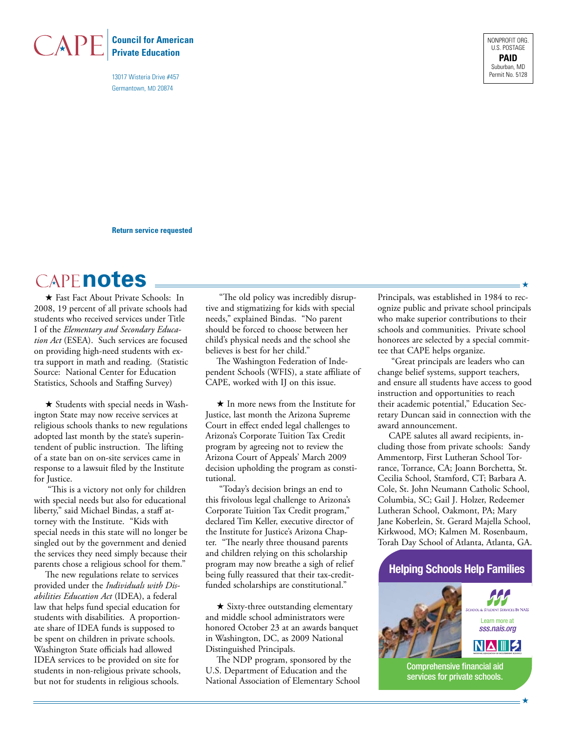CAPE Council for American Private Education

13017 Wisteria Drive #457
Germantown, MD 20874

NONPROFIT ORG.
U.S. POSTAGE
**PAID**
Suburban, MD
Permit No. 5128

**Return service requested**

# CAPE notes

★ Fast Fact About Private Schools: In 2008, 19 percent of all private schools had students who received services under Title I of the *Elementary and Secondary Education Act* (ESEA). Such services are focused on providing high-need students with extra support in math and reading. (Statistic Source: National Center for Education Statistics, Schools and Staffing Survey)

★ Students with special needs in Washington State may now receive services at religious schools thanks to new regulations adopted last month by the state's superintendent of public instruction. The lifting of a state ban on on-site services came in response to a lawsuit filed by the Institute for Justice.

"This is a victory not only for children with special needs but also for educational liberty," said Michael Bindas, a staff attorney with the Institute. "Kids with special needs in this state will no longer be singled out by the government and denied the services they need simply because their parents chose a religious school for them."

The new regulations relate to services provided under the *Individuals with Disabilities Education Act* (IDEA), a federal law that helps fund special education for students with disabilities. A proportionate share of IDEA funds is supposed to be spent on children in private schools. Washington State officials had allowed IDEA services to be provided on site for students in non-religious private schools, but not for students in religious schools.

"The old policy was incredibly disruptive and stigmatizing for kids with special needs," explained Bindas. "No parent should be forced to choose between her child's physical needs and the school she believes is best for her child."

The Washington Federation of Independent Schools (WFIS), a state affiliate of CAPE, worked with IJ on this issue.

★ In more news from the Institute for Justice, last month the Arizona Supreme Court in effect ended legal challenges to Arizona's Corporate Tuition Tax Credit program by agreeing not to review the Arizona Court of Appeals' March 2009 decision upholding the program as constitutional.

"Today's decision brings an end to this frivolous legal challenge to Arizona's Corporate Tuition Tax Credit program," declared Tim Keller, executive director of the Institute for Justice's Arizona Chapter. "The nearly three thousand parents and children relying on this scholarship program may now breathe a sigh of relief being fully reassured that their tax-credit-funded scholarships are constitutional."

★ Sixty-three outstanding elementary and middle school administrators were honored October 23 at an awards banquet in Washington, DC, as 2009 National Distinguished Principals.

The NDP program, sponsored by the U.S. Department of Education and the National Association of Elementary School Principals, was established in 1984 to recognize public and private school principals who make superior contributions to their schools and communities. Private school honorees are selected by a special committee that CAPE helps organize.

"Great principals are leaders who can change belief systems, support teachers, and ensure all students have access to good instruction and opportunities to reach their academic potential," Education Secretary Duncan said in connection with the award announcement.

CAPE salutes all award recipients, including those from private schools: Sandy Ammentorp, First Lutheran School Torrance, Torrance, CA; Joann Borchetta, St. Cecilia School, Stamford, CT; Barbara A. Cole, St. John Neumann Catholic School, Columbia, SC; Gail J. Holzer, Redeemer Lutheran School, Oakmont, PA; Mary Jane Koberlein, St. Gerard Majella School, Kirkwood, MO; Kalmen M. Rosenbaum, Torah Day School of Atlanta, Atlanta, GA.

**Helping Schools Help Families**

School & Student Services By NAIS

Learn more at *sss.nais.org*

National Association of Independent Schools

Comprehensive financial aid services for private schools.